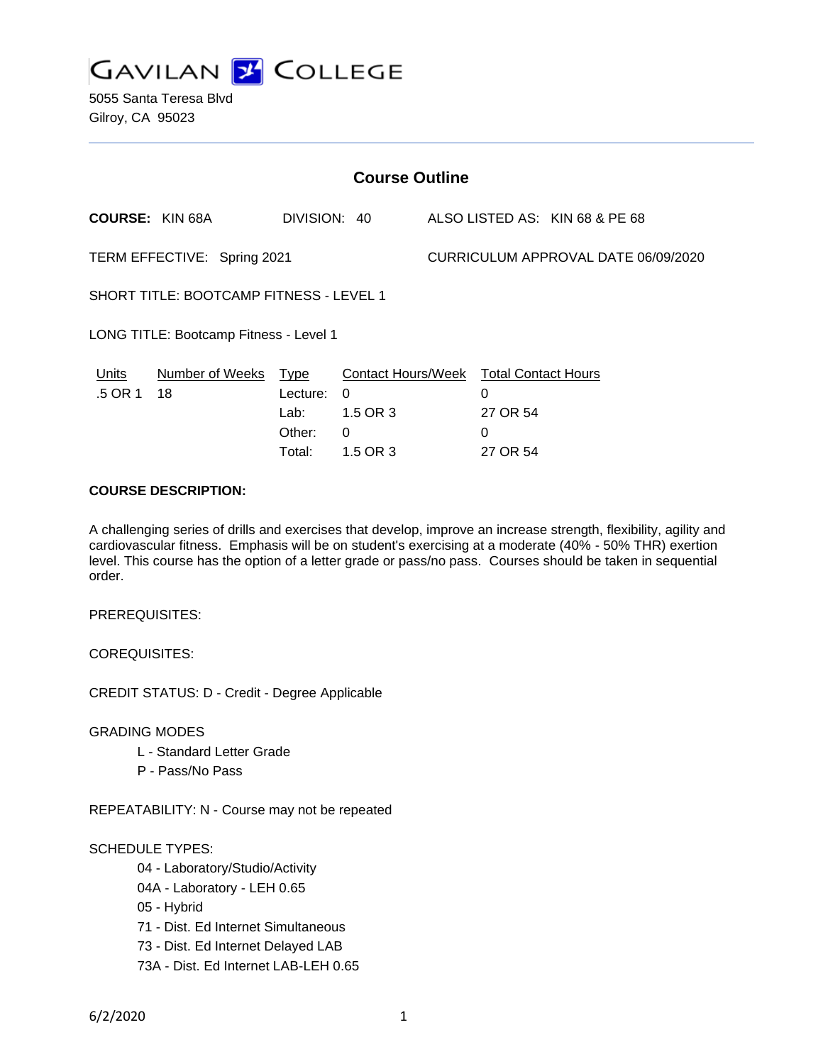GAVILAN COLLEGE

5055 Santa Teresa Blvd
Gilroy, CA 95023

## Course Outline

**COURSE:** KIN 68A DIVISION: 40 ALSO LISTED AS: KIN 68 & PE 68

TERM EFFECTIVE: Spring 2021 CURRICULUM APPROVAL DATE 06/09/2020

SHORT TITLE: BOOTCAMP FITNESS - LEVEL 1

LONG TITLE: Bootcamp Fitness - Level 1

| Units | Number of Weeks | Type | Contact Hours/Week | Total Contact Hours |
|---|---|---|---|---|
| .5 OR 1 | 18 | Lecture: | 0 | 0 |
| | | Lab: | 1.5 OR 3 | 27 OR 54 |
| | | Other: | 0 | 0 |
| | | Total: | 1.5 OR 3 | 27 OR 54 |

**COURSE DESCRIPTION:**

A challenging series of drills and exercises that develop, improve an increase strength, flexibility, agility and cardiovascular fitness. Emphasis will be on student's exercising at a moderate (40% - 50% THR) exertion level. This course has the option of a letter grade or pass/no pass. Courses should be taken in sequential order.

PREREQUISITES:

COREQUISITES:

CREDIT STATUS: D - Credit - Degree Applicable

GRADING MODES

- L - Standard Letter Grade
- P - Pass/No Pass

REPEATABILITY: N - Course may not be repeated

SCHEDULE TYPES:

- 04 - Laboratory/Studio/Activity
- 04A - Laboratory - LEH 0.65
- 05 - Hybrid
- 71 - Dist. Ed Internet Simultaneous
- 73 - Dist. Ed Internet Delayed LAB
- 73A - Dist. Ed Internet LAB-LEH 0.65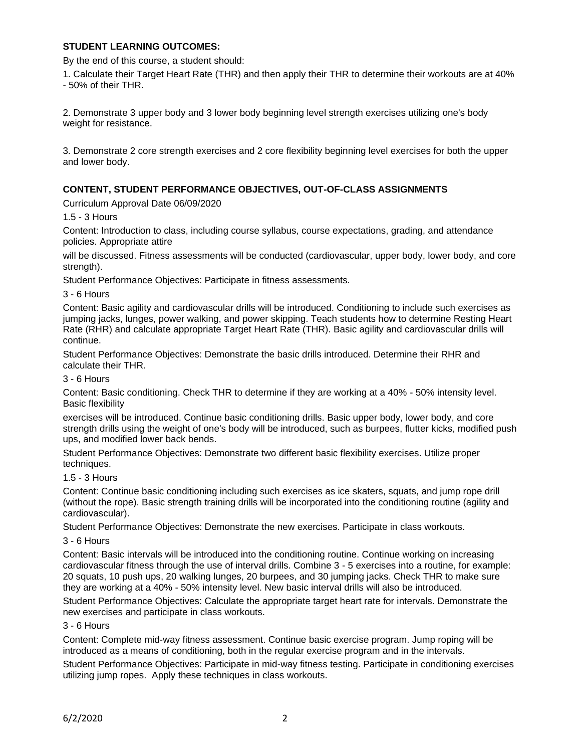**STUDENT LEARNING OUTCOMES:**

By the end of this course, a student should:

1. Calculate their Target Heart Rate (THR) and then apply their THR to determine their workouts are at 40% - 50% of their THR.

2. Demonstrate 3 upper body and 3 lower body beginning level strength exercises utilizing one's body weight for resistance.

3. Demonstrate 2 core strength exercises and 2 core flexibility beginning level exercises for both the upper and lower body.

**CONTENT, STUDENT PERFORMANCE OBJECTIVES, OUT-OF-CLASS ASSIGNMENTS**

Curriculum Approval Date 06/09/2020

1.5 - 3 Hours

Content: Introduction to class, including course syllabus, course expectations, grading, and attendance policies. Appropriate attire will be discussed. Fitness assessments will be conducted (cardiovascular, upper body, lower body, and core strength).

Student Performance Objectives: Participate in fitness assessments.

3 - 6 Hours

Content: Basic agility and cardiovascular drills will be introduced. Conditioning to include such exercises as jumping jacks, lunges, power walking, and power skipping. Teach students how to determine Resting Heart Rate (RHR) and calculate appropriate Target Heart Rate (THR). Basic agility and cardiovascular drills will continue.

Student Performance Objectives: Demonstrate the basic drills introduced. Determine their RHR and calculate their THR.

3 - 6 Hours

Content: Basic conditioning. Check THR to determine if they are working at a 40% - 50% intensity level. Basic flexibility exercises will be introduced. Continue basic conditioning drills. Basic upper body, lower body, and core strength drills using the weight of one's body will be introduced, such as burpees, flutter kicks, modified push ups, and modified lower back bends.

Student Performance Objectives: Demonstrate two different basic flexibility exercises. Utilize proper techniques.

1.5 - 3 Hours

Content: Continue basic conditioning including such exercises as ice skaters, squats, and jump rope drill (without the rope). Basic strength training drills will be incorporated into the conditioning routine (agility and cardiovascular).

Student Performance Objectives: Demonstrate the new exercises. Participate in class workouts.

3 - 6 Hours

Content: Basic intervals will be introduced into the conditioning routine. Continue working on increasing cardiovascular fitness through the use of interval drills. Combine 3 - 5 exercises into a routine, for example: 20 squats, 10 push ups, 20 walking lunges, 20 burpees, and 30 jumping jacks. Check THR to make sure they are working at a 40% - 50% intensity level. New basic interval drills will also be introduced.

Student Performance Objectives: Calculate the appropriate target heart rate for intervals. Demonstrate the new exercises and participate in class workouts.

3 - 6 Hours

Content: Complete mid-way fitness assessment. Continue basic exercise program. Jump roping will be introduced as a means of conditioning, both in the regular exercise program and in the intervals.

Student Performance Objectives: Participate in mid-way fitness testing. Participate in conditioning exercises utilizing jump ropes. Apply these techniques in class workouts.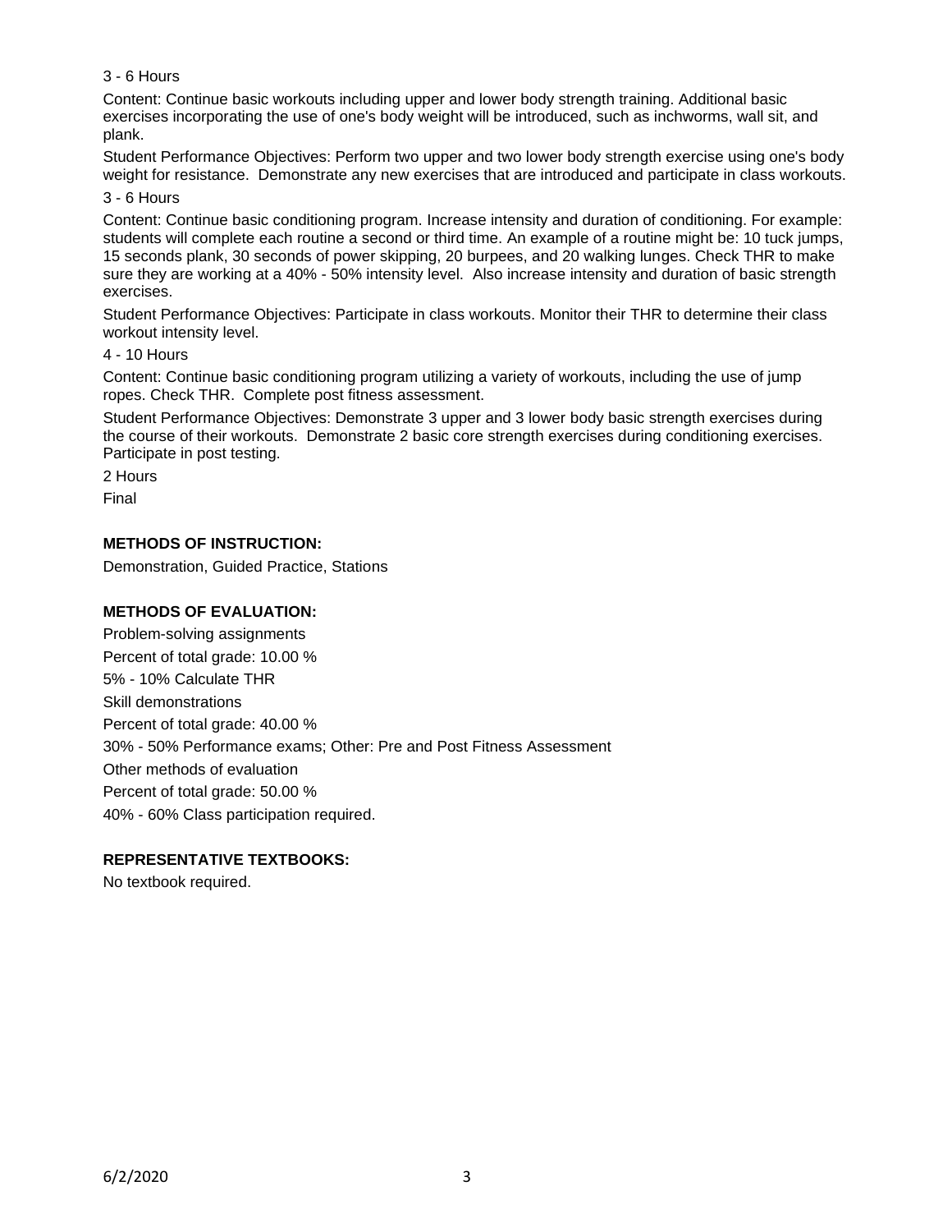3 - 6 Hours

Content: Continue basic workouts including upper and lower body strength training. Additional basic exercises incorporating the use of one's body weight will be introduced, such as inchworms, wall sit, and plank.

Student Performance Objectives: Perform two upper and two lower body strength exercise using one's body weight for resistance. Demonstrate any new exercises that are introduced and participate in class workouts.

3 - 6 Hours

Content: Continue basic conditioning program. Increase intensity and duration of conditioning. For example: students will complete each routine a second or third time. An example of a routine might be: 10 tuck jumps, 15 seconds plank, 30 seconds of power skipping, 20 burpees, and 20 walking lunges. Check THR to make sure they are working at a 40% - 50% intensity level. Also increase intensity and duration of basic strength exercises.

Student Performance Objectives: Participate in class workouts. Monitor their THR to determine their class workout intensity level.

4 - 10 Hours

Content: Continue basic conditioning program utilizing a variety of workouts, including the use of jump ropes. Check THR. Complete post fitness assessment.

Student Performance Objectives: Demonstrate 3 upper and 3 lower body basic strength exercises during the course of their workouts. Demonstrate 2 basic core strength exercises during conditioning exercises. Participate in post testing.

2 Hours

Final

**METHODS OF INSTRUCTION:**

Demonstration, Guided Practice, Stations

**METHODS OF EVALUATION:**

Problem-solving assignments

Percent of total grade: 10.00 %

5% - 10% Calculate THR

Skill demonstrations

Percent of total grade: 40.00 %

30% - 50% Performance exams; Other: Pre and Post Fitness Assessment

Other methods of evaluation

Percent of total grade: 50.00 %

40% - 60% Class participation required.

**REPRESENTATIVE TEXTBOOKS:**

No textbook required.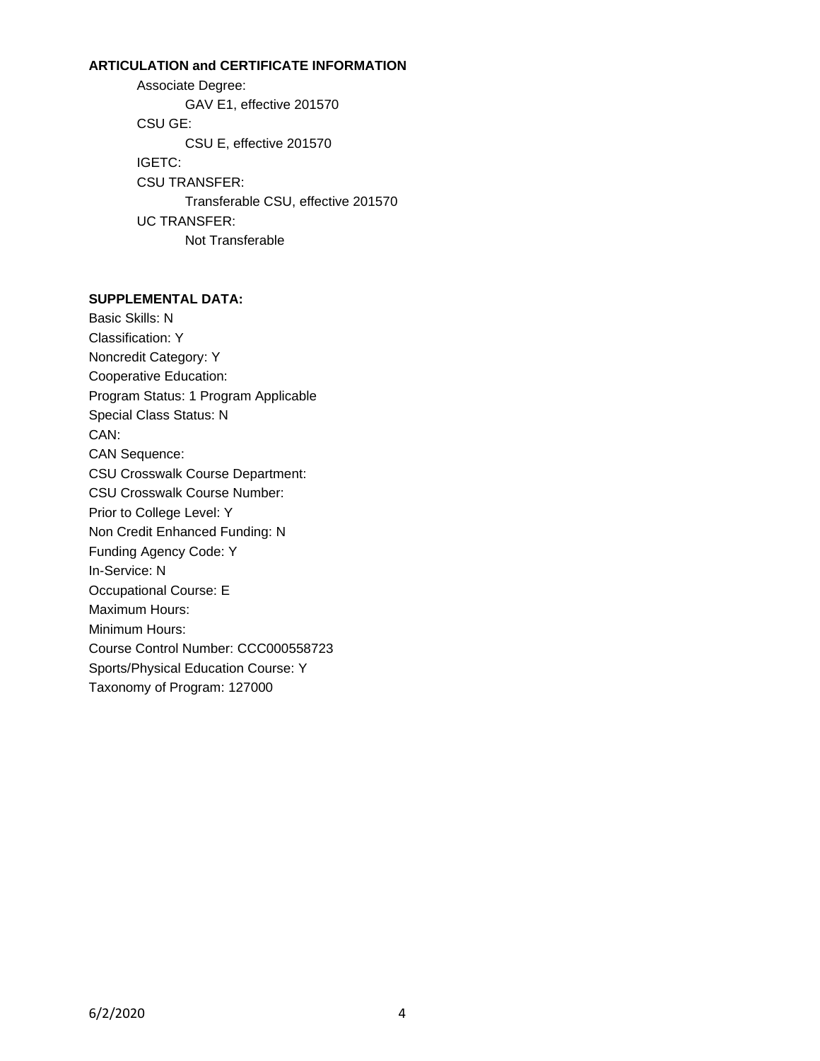**ARTICULATION and CERTIFICATE INFORMATION**

Associate Degree:
GAV E1, effective 201570
CSU GE:
CSU E, effective 201570
IGETC:
CSU TRANSFER:
Transferable CSU, effective 201570
UC TRANSFER:
Not Transferable

**SUPPLEMENTAL DATA:**

Basic Skills: N
Classification: Y
Noncredit Category: Y
Cooperative Education:
Program Status: 1 Program Applicable
Special Class Status: N
CAN:
CAN Sequence:
CSU Crosswalk Course Department:
CSU Crosswalk Course Number:
Prior to College Level: Y
Non Credit Enhanced Funding: N
Funding Agency Code: Y
In-Service: N
Occupational Course: E
Maximum Hours:
Minimum Hours:
Course Control Number: CCC000558723
Sports/Physical Education Course: Y
Taxonomy of Program: 127000